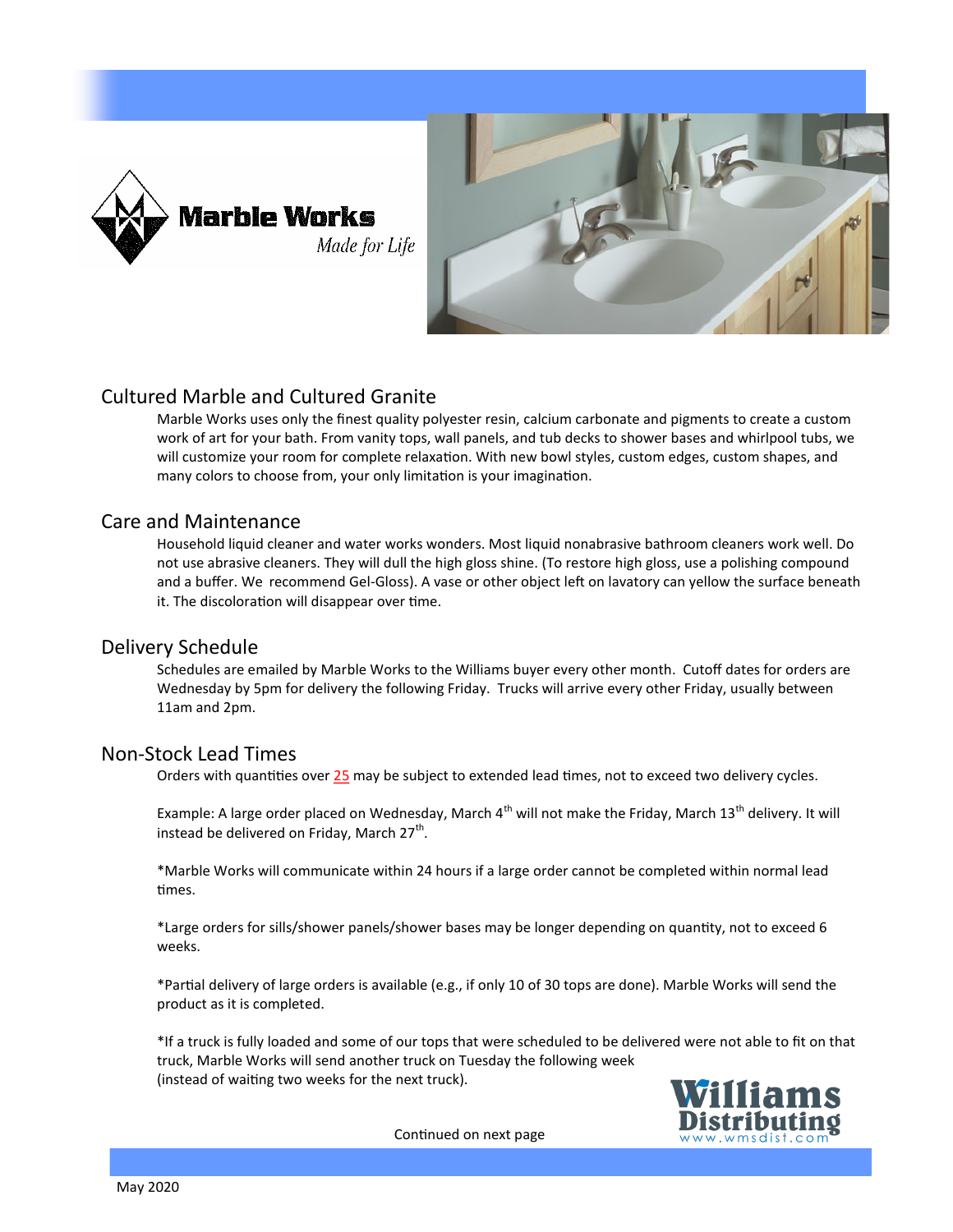Marble Works

*Made for Life*

## Cultured Marble and Cultured Granite

Marble Works uses only the finest quality polyester resin, calcium carbonate and pigments to create a custom work of art for your bath. From vanity tops, wall panels, and tub decks to shower bases and whirlpool tubs, we will customize your room for complete relaxation. With new bowl styles, custom edges, custom shapes, and many colors to choose from, your only limitation is your imagination.

## Care and Maintenance

Household liquid cleaner and water works wonders. Most liquid nonabrasive bathroom cleaners work well. Do not use abrasive cleaners. They will dull the high gloss shine. (To restore high gloss, use a polishing compound and a buffer. We recommend Gel-Gloss). A vase or other object left on lavatory can yellow the surface beneath it. The discoloration will disappear over time.

## Delivery Schedule

Schedules are emailed by Marble Works to the Williams buyer every other month. Cutoff dates for orders are Wednesday by 5pm for delivery the following Friday. Trucks will arrive every other Friday, usually between 11am and 2pm.

## Non-Stock Lead Times

Orders with quantities over 25 may be subject to extended lead times, not to exceed two delivery cycles.

Example: A large order placed on Wednesday, March 4th will not make the Friday, March 13th delivery. It will instead be delivered on Friday, March 27th.

*Marble Works will communicate within 24 hours if a large order cannot be completed within normal lead times.

*Large orders for sills/shower panels/shower bases may be longer depending on quantity, not to exceed 6 weeks.

*Partial delivery of large orders is available (e.g., if only 10 of 30 tops are done). Marble Works will send the product as it is completed.

*If a truck is fully loaded and some of our tops that were scheduled to be delivered were not able to fit on that truck, Marble Works will send another truck on Tuesday the following week (instead of waiting two weeks for the next truck).

Continued on next page

Williams Distributing
www.wmsdist.com

May 2020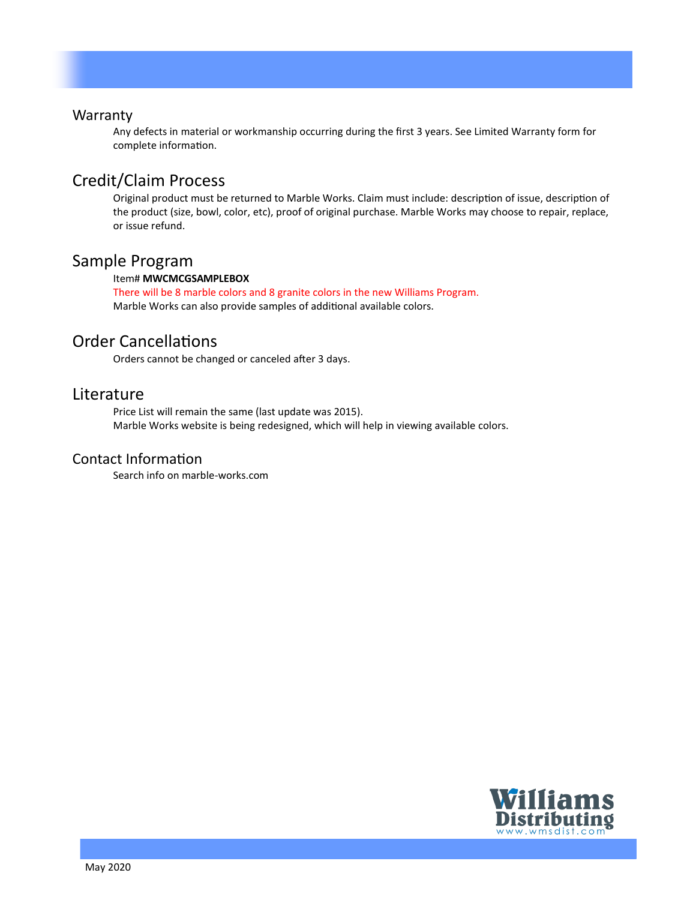## Warranty

Any defects in material or workmanship occurring during the first 3 years. See Limited Warranty form for complete information.

## Credit/Claim Process

Original product must be returned to Marble Works. Claim must include: description of issue, description of the product (size, bowl, color, etc), proof of original purchase. Marble Works may choose to repair, replace, or issue refund.

## Sample Program

Item# **MWCMCGSAMPLEBOX**

There will be 8 marble colors and 8 granite colors in the new Williams Program.

Marble Works can also provide samples of additional available colors.

## Order Cancellations

Orders cannot be changed or canceled after 3 days.

## Literature

Price List will remain the same (last update was 2015).

Marble Works website is being redesigned, which will help in viewing available colors.

## Contact Information

Search info on marble-works.com

Williams Distributing
www.wmsdist.com

May 2020